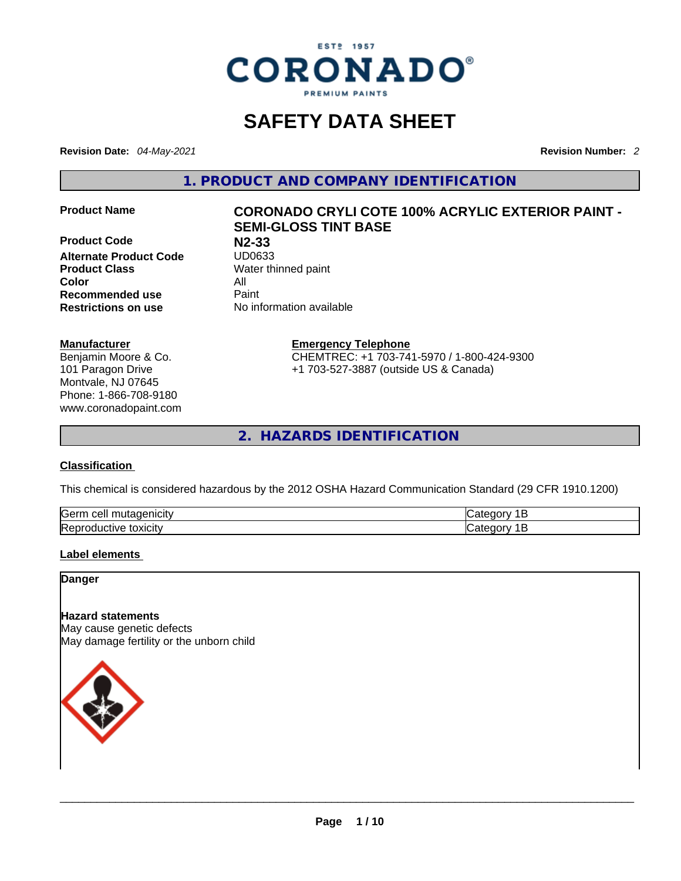ESTD 1957
CORONADO®
PREMIUM PAINTS

# SAFETY DATA SHEET

**Revision Date:** *04-May-2021* **Revision Number:** *2*

## 1. PRODUCT AND COMPANY IDENTIFICATION

**Product Name** **CORONADO CRYLI COTE 100% ACRYLIC EXTERIOR PAINT - SEMI-GLOSS TINT BASE**

**Product Code** **N2-33**

**Alternate Product Code** UD0633

**Product Class** Water thinned paint

**Color** All

**Recommended use** Paint

**Restrictions on use** No information available

**Manufacturer**
Benjamin Moore & Co.
101 Paragon Drive
Montvale, NJ 07645
Phone: 1-866-708-9180
www.coronadopaint.com

**Emergency Telephone**
CHEMTREC: +1 703-741-5970 / 1-800-424-9300
+1 703-527-3887 (outside US & Canada)

## 2. HAZARDS IDENTIFICATION

### Classification

This chemical is considered hazardous by the 2012 OSHA Hazard Communication Standard (29 CFR 1910.1200)

| Germ cell mutagenicity | Category 1B |
|---|---|
| Reproductive toxicity | Category 1B |

### Label elements

**Danger**

**Hazard statements**
May cause genetic defects
May damage fertility or the unborn child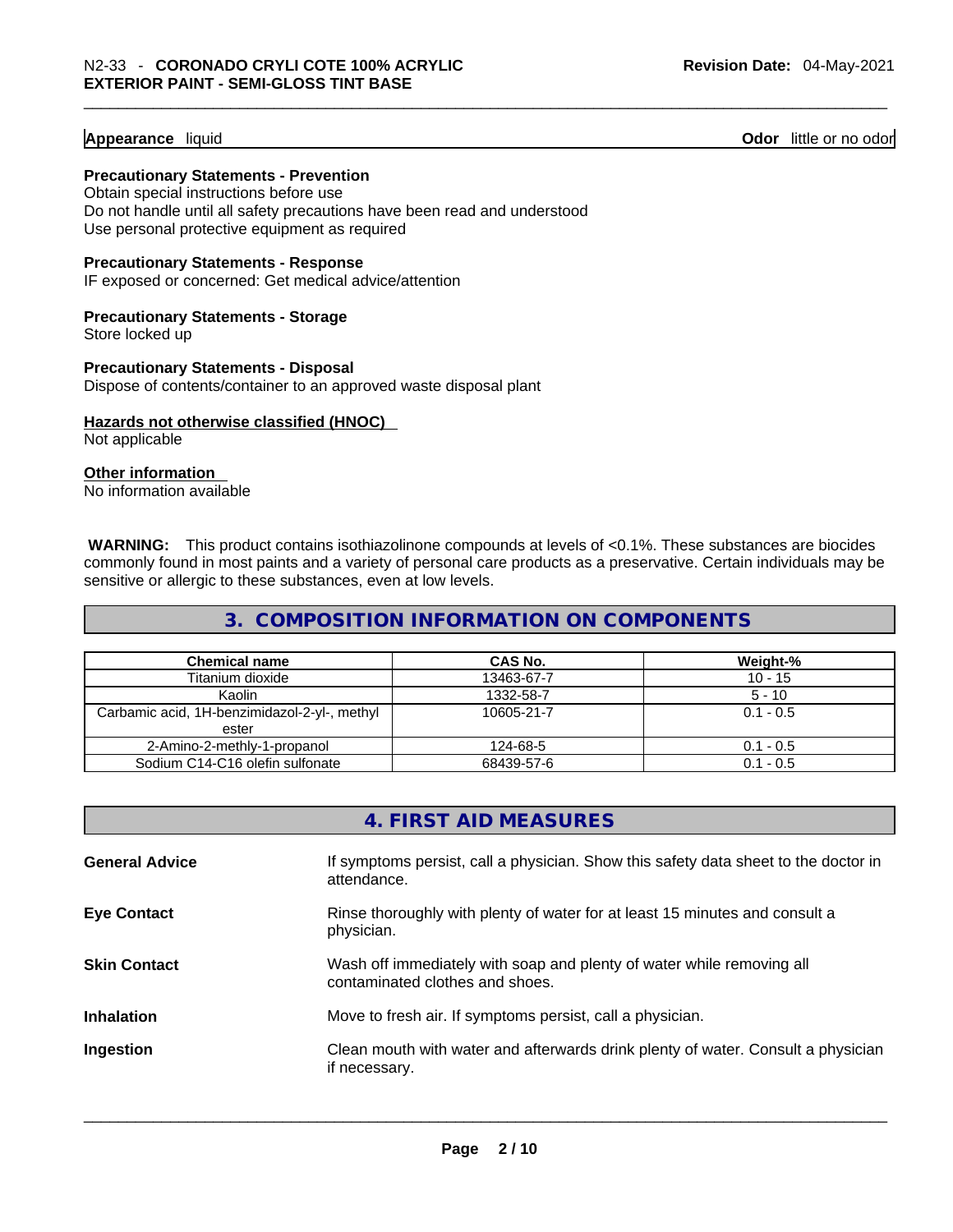**Appearance** liquid **Odor** little or no odor

**Precautionary Statements - Prevention**

Obtain special instructions before use
Do not handle until all safety precautions have been read and understood
Use personal protective equipment as required

**Precautionary Statements - Response**

IF exposed or concerned: Get medical advice/attention

**Precautionary Statements - Storage**

Store locked up

**Precautionary Statements - Disposal**

Dispose of contents/container to an approved waste disposal plant

**Hazards not otherwise classified (HNOC)**

Not applicable

**Other information**

No information available

**WARNING:** This product contains isothiazolinone compounds at levels of <0.1%. These substances are biocides commonly found in most paints and a variety of personal care products as a preservative. Certain individuals may be sensitive or allergic to these substances, even at low levels.

## 3. COMPOSITION INFORMATION ON COMPONENTS

| Chemical name | CAS No. | Weight-% |
|---|---|---|
| Titanium dioxide | 13463-67-7 | 10 - 15 |
| Kaolin | 1332-58-7 | 5 - 10 |
| Carbamic acid, 1H-benzimidazol-2-yl-, methyl ester | 10605-21-7 | 0.1 - 0.5 |
| 2-Amino-2-methly-1-propanol | 124-68-5 | 0.1 - 0.5 |
| Sodium C14-C16 olefin sulfonate | 68439-57-6 | 0.1 - 0.5 |

## 4. FIRST AID MEASURES

**General Advice** If symptoms persist, call a physician. Show this safety data sheet to the doctor in attendance.

**Eye Contact** Rinse thoroughly with plenty of water for at least 15 minutes and consult a physician.

**Skin Contact** Wash off immediately with soap and plenty of water while removing all contaminated clothes and shoes.

**Inhalation** Move to fresh air. If symptoms persist, call a physician.

**Ingestion** Clean mouth with water and afterwards drink plenty of water. Consult a physician if necessary.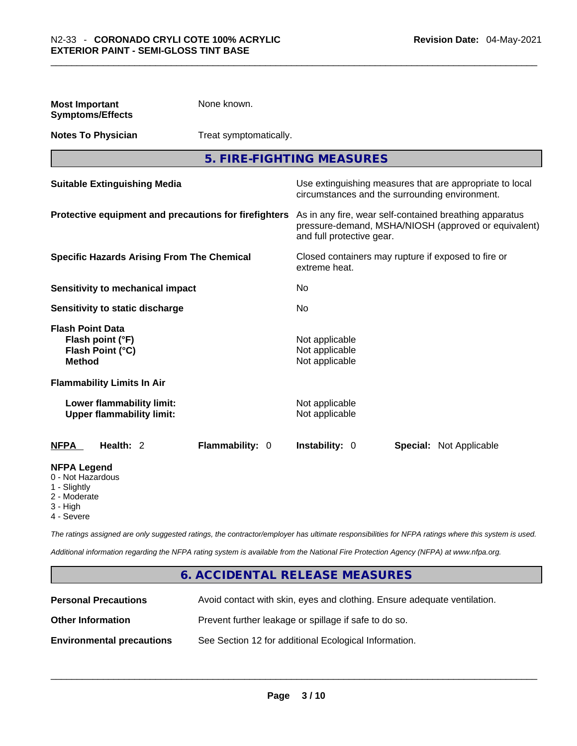**Most Important Symptoms/Effects** None known.

**Notes To Physician** Treat symptomatically.

## 5. FIRE-FIGHTING MEASURES

| | |
|---|---|
| **Suitable Extinguishing Media** | Use extinguishing measures that are appropriate to local circumstances and the surrounding environment. |
| **Protective equipment and precautions for firefighters** | As in any fire, wear self-contained breathing apparatus pressure-demand, MSHA/NIOSH (approved or equivalent) and full protective gear. |
| **Specific Hazards Arising From The Chemical** | Closed containers may rupture if exposed to fire or extreme heat. |
| **Sensitivity to mechanical impact** | No |
| **Sensitivity to static discharge** | No |

**Flash Point Data**

| | |
|---|---|
| **Flash point (°F)** | Not applicable |
| **Flash Point (°C)** | Not applicable |
| **Method** | Not applicable |

**Flammability Limits In Air**

| | |
|---|---|
| **Lower flammability limit:** | Not applicable |
| **Upper flammability limit:** | Not applicable |

| **NFPA** | **Health:** 2 | **Flammability:** 0 | **Instability:** 0 | **Special:** Not Applicable |
|---|---|---|---|---|

**NFPA Legend**
- 0 - Not Hazardous
- 1 - Slightly
- 2 - Moderate
- 3 - High
- 4 - Severe

*The ratings assigned are only suggested ratings, the contractor/employer has ultimate responsibilities for NFPA ratings where this system is used.*

*Additional information regarding the NFPA rating system is available from the National Fire Protection Agency (NFPA) at www.nfpa.org.*

## 6. ACCIDENTAL RELEASE MEASURES

| | |
|---|---|
| **Personal Precautions** | Avoid contact with skin, eyes and clothing. Ensure adequate ventilation. |
| **Other Information** | Prevent further leakage or spillage if safe to do so. |
| **Environmental precautions** | See Section 12 for additional Ecological Information. |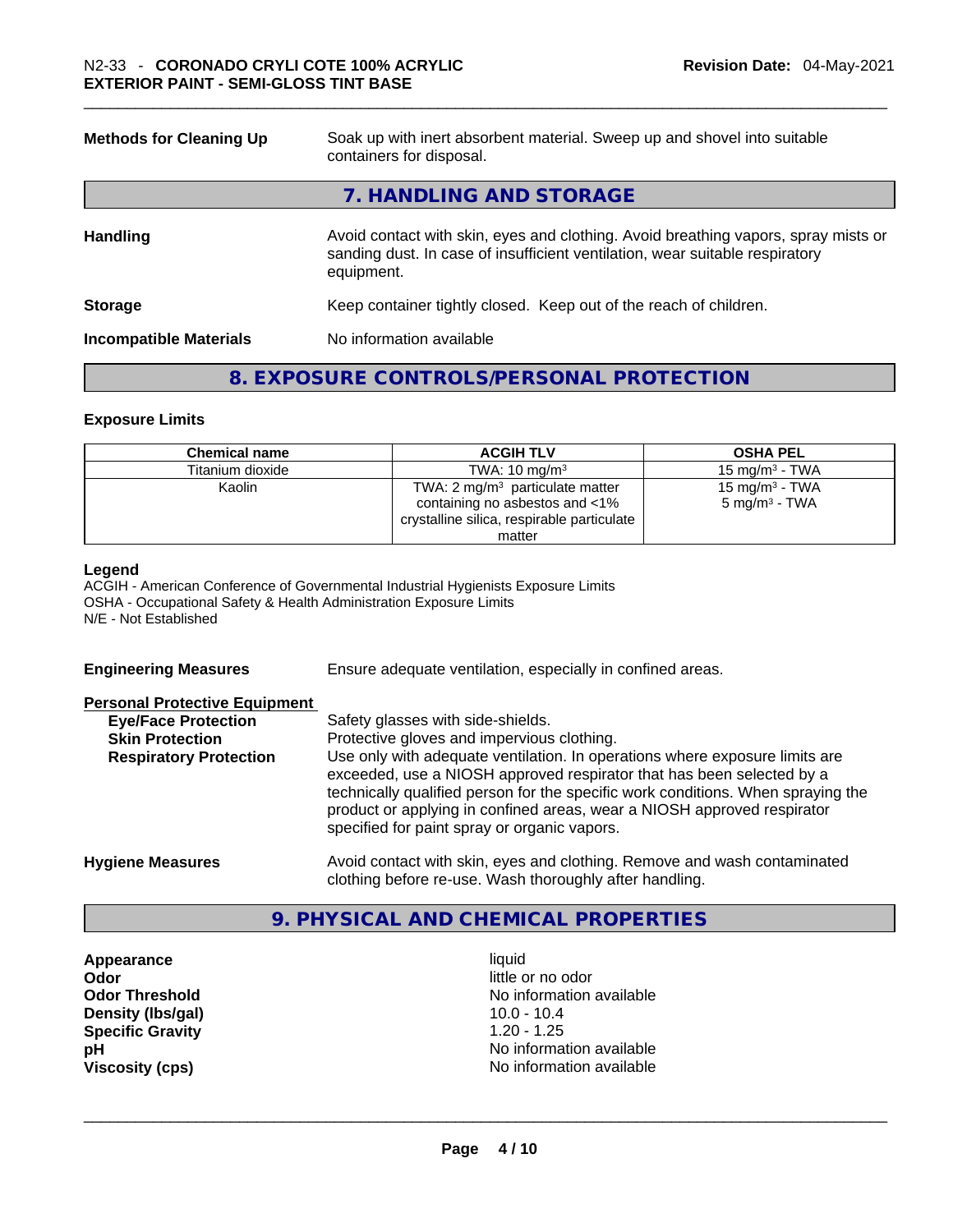| | |
|---|---|
| **Methods for Cleaning Up** | Soak up with inert absorbent material. Sweep up and shovel into suitable containers for disposal. |

## 7. HANDLING AND STORAGE

| | |
|---|---|
| **Handling** | Avoid contact with skin, eyes and clothing. Avoid breathing vapors, spray mists or sanding dust. In case of insufficient ventilation, wear suitable respiratory equipment. |
| **Storage** | Keep container tightly closed. Keep out of the reach of children. |
| **Incompatible Materials** | No information available |

## 8. EXPOSURE CONTROLS/PERSONAL PROTECTION

### Exposure Limits

| Chemical name | ACGIH TLV | OSHA PEL |
|---|---|---|
| Titanium dioxide | TWA: 10 mg/m³ | 15 mg/m³ - TWA |
| Kaolin | TWA: 2 mg/m³ particulate matter containing no asbestos and <1% crystalline silica, respirable particulate matter | 15 mg/m³ - TWA<br>5 mg/m³ - TWA |

**Legend**
ACGIH - American Conference of Governmental Industrial Hygienists Exposure Limits
OSHA - Occupational Safety & Health Administration Exposure Limits
N/E - Not Established

**Engineering Measures** Ensure adequate ventilation, especially in confined areas.

**Personal Protective Equipment**

| | |
|---|---|
| **Eye/Face Protection** | Safety glasses with side-shields. |
| **Skin Protection** | Protective gloves and impervious clothing. |
| **Respiratory Protection** | Use only with adequate ventilation. In operations where exposure limits are exceeded, use a NIOSH approved respirator that has been selected by a technically qualified person for the specific work conditions. When spraying the product or applying in confined areas, wear a NIOSH approved respirator specified for paint spray or organic vapors. |

**Hygiene Measures** Avoid contact with skin, eyes and clothing. Remove and wash contaminated clothing before re-use. Wash thoroughly after handling.

## 9. PHYSICAL AND CHEMICAL PROPERTIES

| | |
|---|---|
| **Appearance** | liquid |
| **Odor** | little or no odor |
| **Odor Threshold** | No information available |
| **Density (lbs/gal)** | 10.0 - 10.4 |
| **Specific Gravity** | 1.20 - 1.25 |
| **pH** | No information available |
| **Viscosity (cps)** | No information available |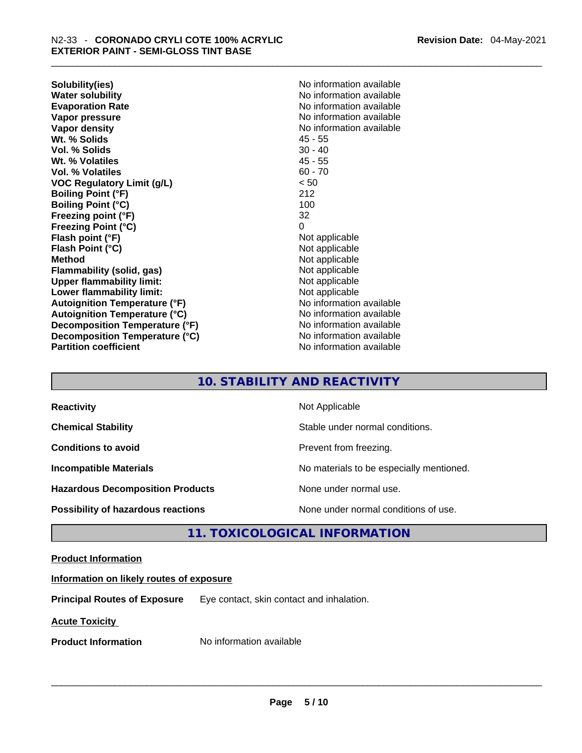| | |
|---|---|
| **Solubility(ies)** | No information available |
| **Water solubility** | No information available |
| **Evaporation Rate** | No information available |
| **Vapor pressure** | No information available |
| **Vapor density** | No information available |
| **Wt. % Solids** | 45 - 55 |
| **Vol. % Solids** | 30 - 40 |
| **Wt. % Volatiles** | 45 - 55 |
| **Vol. % Volatiles** | 60 - 70 |
| **VOC Regulatory Limit (g/L)** | < 50 |
| **Boiling Point (°F)** | 212 |
| **Boiling Point (°C)** | 100 |
| **Freezing point (°F)** | 32 |
| **Freezing Point (°C)** | 0 |
| **Flash point (°F)** | Not applicable |
| **Flash Point (°C)** | Not applicable |
| **Method** | Not applicable |
| **Flammability (solid, gas)** | Not applicable |
| **Upper flammability limit:** | Not applicable |
| **Lower flammability limit:** | Not applicable |
| **Autoignition Temperature (°F)** | No information available |
| **Autoignition Temperature (°C)** | No information available |
| **Decomposition Temperature (°F)** | No information available |
| **Decomposition Temperature (°C)** | No information available |
| **Partition coefficient** | No information available |

## 10. STABILITY AND REACTIVITY

| | |
|---|---|
| **Reactivity** | Not Applicable |
| **Chemical Stability** | Stable under normal conditions. |
| **Conditions to avoid** | Prevent from freezing. |
| **Incompatible Materials** | No materials to be especially mentioned. |
| **Hazardous Decomposition Products** | None under normal use. |
| **Possibility of hazardous reactions** | None under normal conditions of use. |

## 11. TOXICOLOGICAL INFORMATION

**Product Information**

**Information on likely routes of exposure**

**Principal Routes of Exposure** Eye contact, skin contact and inhalation.

**Acute Toxicity**

**Product Information** No information available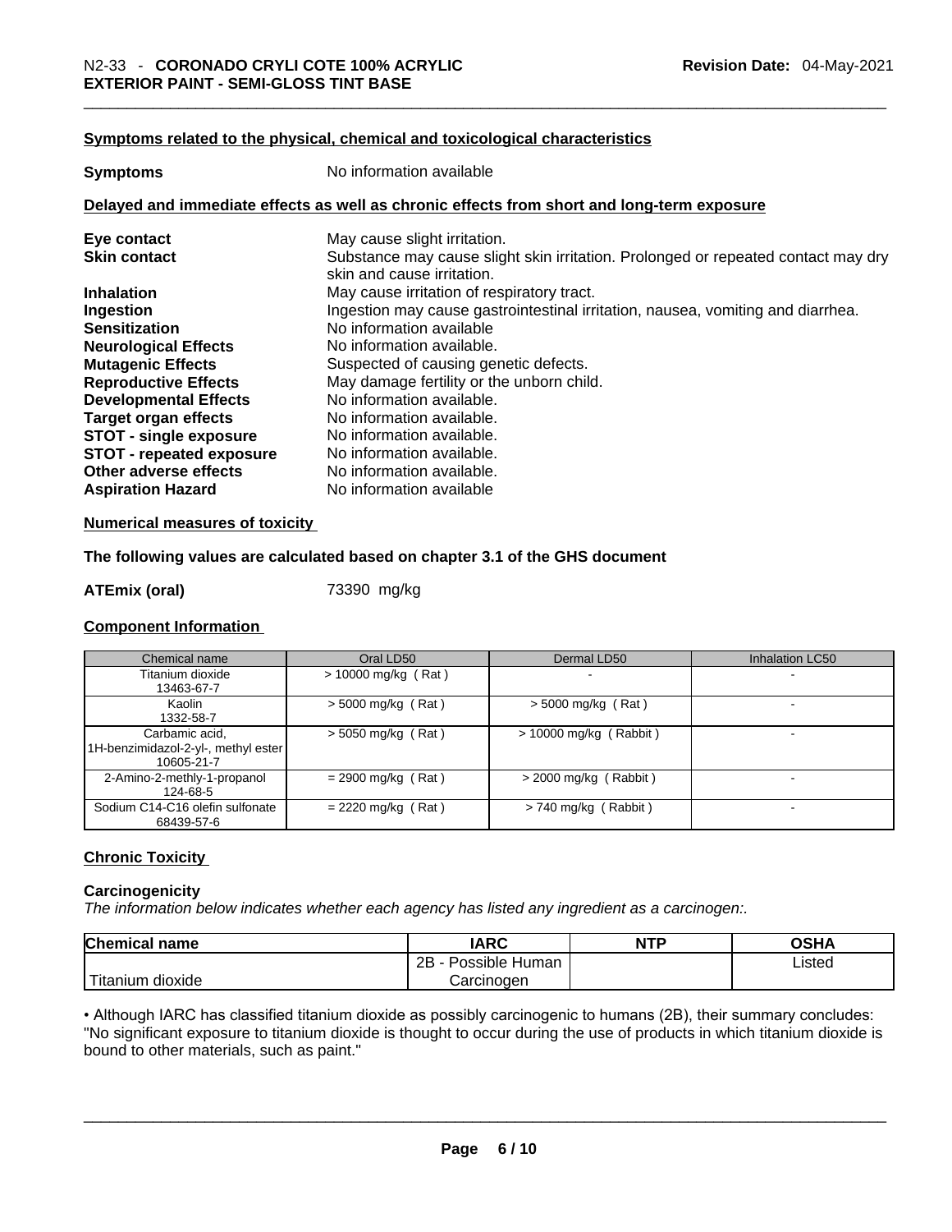### Symptoms related to the physical, chemical and toxicological characteristics

**Symptoms** No information available

### Delayed and immediate effects as well as chronic effects from short and long-term exposure

**Eye contact** May cause slight irritation.
**Skin contact** Substance may cause slight skin irritation. Prolonged or repeated contact may dry skin and cause irritation.
**Inhalation** May cause irritation of respiratory tract.
**Ingestion** Ingestion may cause gastrointestinal irritation, nausea, vomiting and diarrhea.
**Sensitization** No information available
**Neurological Effects** No information available.
**Mutagenic Effects** Suspected of causing genetic defects.
**Reproductive Effects** May damage fertility or the unborn child.
**Developmental Effects** No information available.
**Target organ effects** No information available.
**STOT - single exposure** No information available.
**STOT - repeated exposure** No information available.
**Other adverse effects** No information available.
**Aspiration Hazard** No information available

### Numerical measures of toxicity

**The following values are calculated based on chapter 3.1 of the GHS document**

**ATEmix (oral)** 73390 mg/kg

### Component Information

| Chemical name | Oral LD50 | Dermal LD50 | Inhalation LC50 |
|---|---|---|---|
| Titanium dioxide 13463-67-7 | > 10000 mg/kg ( Rat ) | - | - |
| Kaolin 1332-58-7 | > 5000 mg/kg ( Rat ) | > 5000 mg/kg ( Rat ) | - |
| Carbamic acid, 1H-benzimidazol-2-yl-, methyl ester 10605-21-7 | > 5050 mg/kg ( Rat ) | > 10000 mg/kg ( Rabbit ) | - |
| 2-Amino-2-methly-1-propanol 124-68-5 | = 2900 mg/kg ( Rat ) | > 2000 mg/kg ( Rabbit ) | - |
| Sodium C14-C16 olefin sulfonate 68439-57-6 | = 2220 mg/kg ( Rat ) | > 740 mg/kg ( Rabbit ) | - |

### Chronic Toxicity

**Carcinogenicity**

*The information below indicates whether each agency has listed any ingredient as a carcinogen:.*

| Chemical name | IARC | NTP | OSHA |
|---|---|---|---|
| Titanium dioxide | 2B - Possible Human Carcinogen | | Listed |

• Although IARC has classified titanium dioxide as possibly carcinogenic to humans (2B), their summary concludes: "No significant exposure to titanium dioxide is thought to occur during the use of products in which titanium dioxide is bound to other materials, such as paint."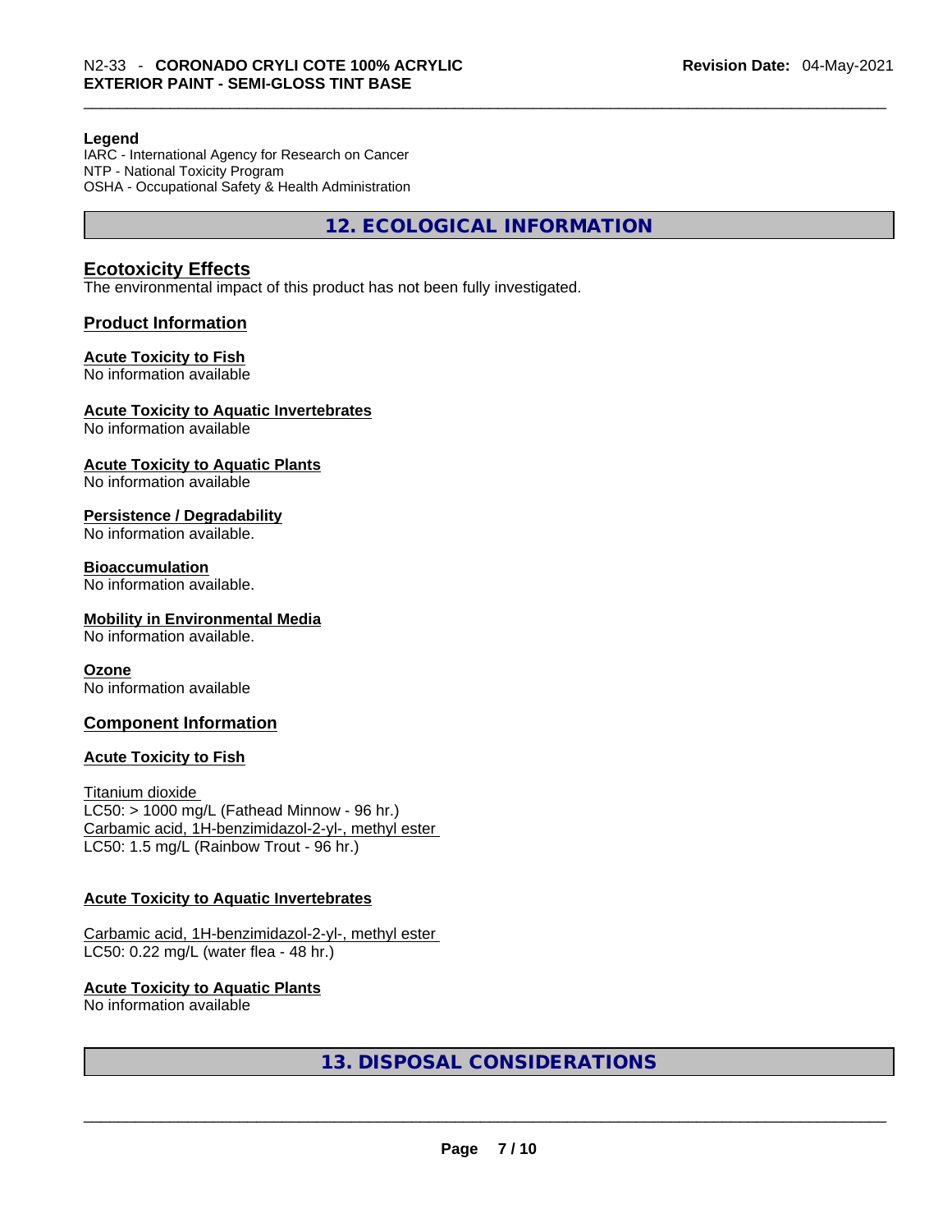**Legend**
IARC - International Agency for Research on Cancer
NTP - National Toxicity Program
OSHA - Occupational Safety & Health Administration

## 12. ECOLOGICAL INFORMATION

### Ecotoxicity Effects

The environmental impact of this product has not been fully investigated.

### Product Information

**Acute Toxicity to Fish**
No information available

**Acute Toxicity to Aquatic Invertebrates**
No information available

**Acute Toxicity to Aquatic Plants**
No information available

**Persistence / Degradability**
No information available.

**Bioaccumulation**
No information available.

**Mobility in Environmental Media**
No information available.

**Ozone**
No information available

### Component Information

**Acute Toxicity to Fish**

Titanium dioxide
LC50: > 1000 mg/L (Fathead Minnow - 96 hr.)
Carbamic acid, 1H-benzimidazol-2-yl-, methyl ester
LC50: 1.5 mg/L (Rainbow Trout - 96 hr.)

**Acute Toxicity to Aquatic Invertebrates**

Carbamic acid, 1H-benzimidazol-2-yl-, methyl ester
LC50: 0.22 mg/L (water flea - 48 hr.)

**Acute Toxicity to Aquatic Plants**
No information available

## 13. DISPOSAL CONSIDERATIONS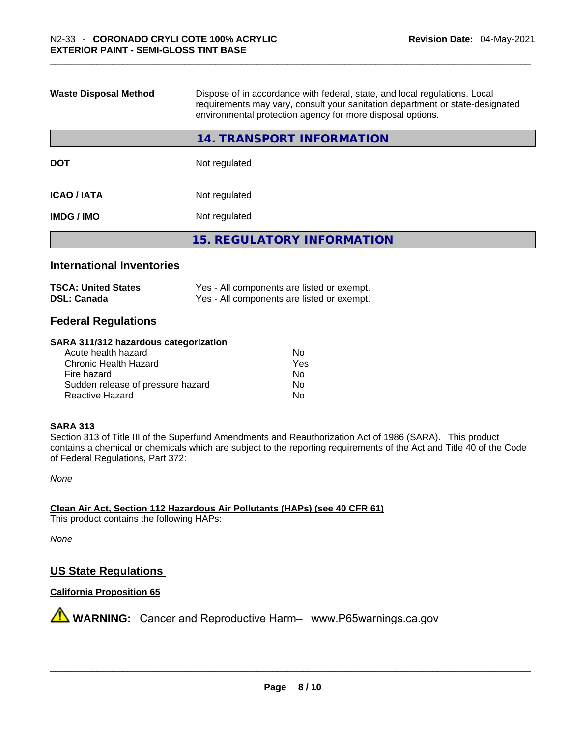| | |
|---|---|
| **Waste Disposal Method** | Dispose of in accordance with federal, state, and local regulations. Local requirements may vary, consult your sanitation department or state-designated environmental protection agency for more disposal options. |

## 14. TRANSPORT INFORMATION

| | |
|---|---|
| **DOT** | Not regulated |
| **ICAO / IATA** | Not regulated |
| **IMDG / IMO** | Not regulated |

## 15. REGULATORY INFORMATION

### International Inventories

| | |
|---|---|
| **TSCA: United States** | Yes - All components are listed or exempt. |
| **DSL: Canada** | Yes - All components are listed or exempt. |

### Federal Regulations

**SARA 311/312 hazardous categorization**

| | |
|---|---|
| Acute health hazard | No |
| Chronic Health Hazard | Yes |
| Fire hazard | No |
| Sudden release of pressure hazard | No |
| Reactive Hazard | No |

**SARA 313**

Section 313 of Title III of the Superfund Amendments and Reauthorization Act of 1986 (SARA). This product contains a chemical or chemicals which are subject to the reporting requirements of the Act and Title 40 of the Code of Federal Regulations, Part 372:

*None*

**Clean Air Act, Section 112 Hazardous Air Pollutants (HAPs) (see 40 CFR 61)**

This product contains the following HAPs:

*None*

### US State Regulations

**California Proposition 65**

⚠ **WARNING:** Cancer and Reproductive Harm– www.P65warnings.ca.gov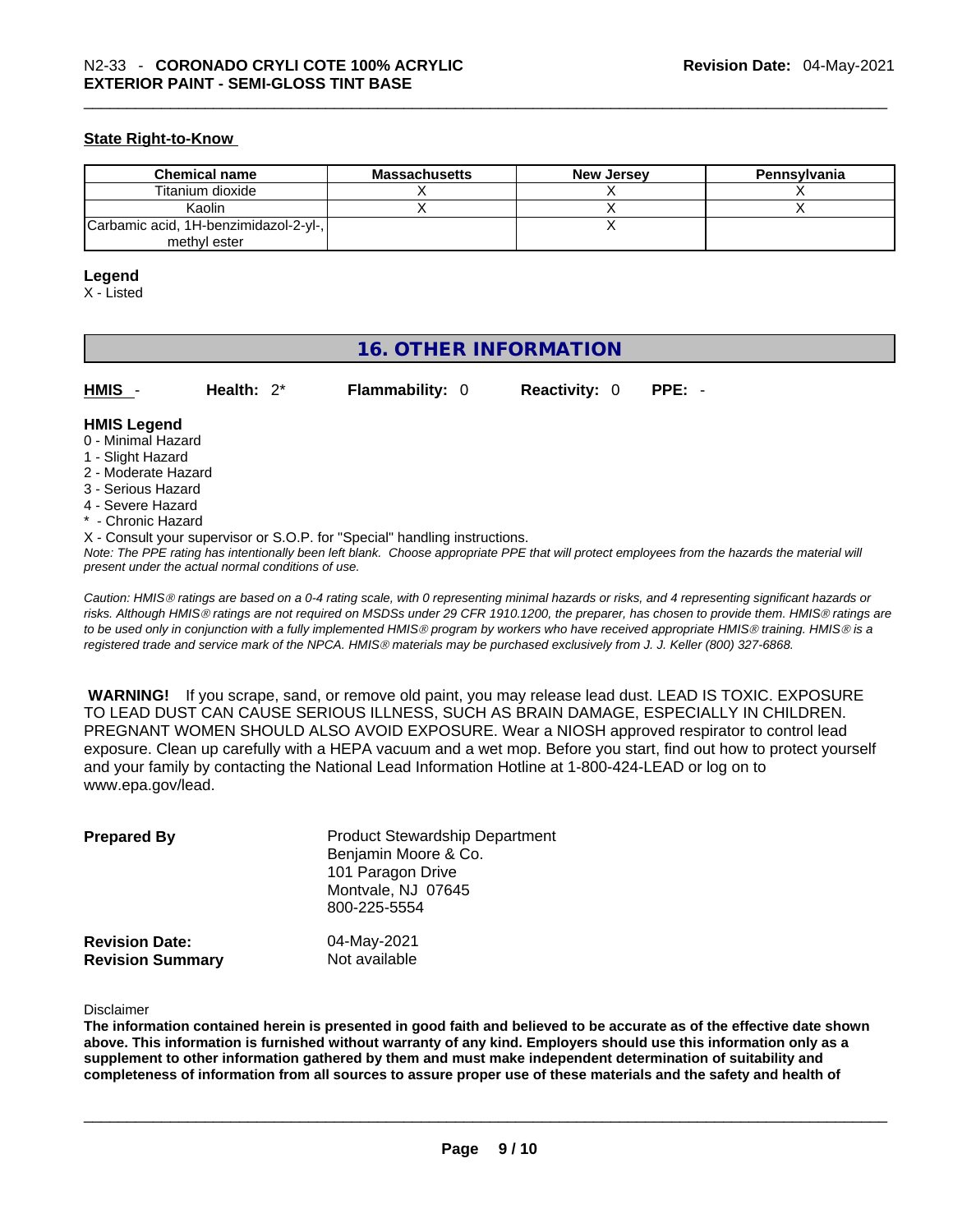**State Right-to-Know**

| Chemical name | Massachusetts | New Jersey | Pennsylvania |
|---|---|---|---|
| Titanium dioxide | X | X | X |
| Kaolin | X | X | X |
| Carbamic acid, 1H-benzimidazol-2-yl-, methyl ester | | X | |

**Legend**

X - Listed

## 16. OTHER INFORMATION

**HMIS** - **Health:** 2* **Flammability:** 0 **Reactivity:** 0 **PPE:** -

**HMIS Legend**

0 - Minimal Hazard
1 - Slight Hazard
2 - Moderate Hazard
3 - Serious Hazard
4 - Severe Hazard
* - Chronic Hazard
X - Consult your supervisor or S.O.P. for "Special" handling instructions.

*Note: The PPE rating has intentionally been left blank. Choose appropriate PPE that will protect employees from the hazards the material will present under the actual normal conditions of use.*

*Caution: HMIS® ratings are based on a 0-4 rating scale, with 0 representing minimal hazards or risks, and 4 representing significant hazards or risks. Although HMIS® ratings are not required on MSDSs under 29 CFR 1910.1200, the preparer, has chosen to provide them. HMIS® ratings are to be used only in conjunction with a fully implemented HMIS® program by workers who have received appropriate HMIS® training. HMIS® is a registered trade and service mark of the NPCA. HMIS® materials may be purchased exclusively from J. J. Keller (800) 327-6868.*

**WARNING!** If you scrape, sand, or remove old paint, you may release lead dust. LEAD IS TOXIC. EXPOSURE TO LEAD DUST CAN CAUSE SERIOUS ILLNESS, SUCH AS BRAIN DAMAGE, ESPECIALLY IN CHILDREN. PREGNANT WOMEN SHOULD ALSO AVOID EXPOSURE. Wear a NIOSH approved respirator to control lead exposure. Clean up carefully with a HEPA vacuum and a wet mop. Before you start, find out how to protect yourself and your family by contacting the National Lead Information Hotline at 1-800-424-LEAD or log on to www.epa.gov/lead.

**Prepared By**
Product Stewardship Department
Benjamin Moore & Co.
101 Paragon Drive
Montvale, NJ 07645
800-225-5554

**Revision Date:** 04-May-2021
**Revision Summary** Not available

Disclaimer

**The information contained herein is presented in good faith and believed to be accurate as of the effective date shown above. This information is furnished without warranty of any kind. Employers should use this information only as a supplement to other information gathered by them and must make independent determination of suitability and completeness of information from all sources to assure proper use of these materials and the safety and health of**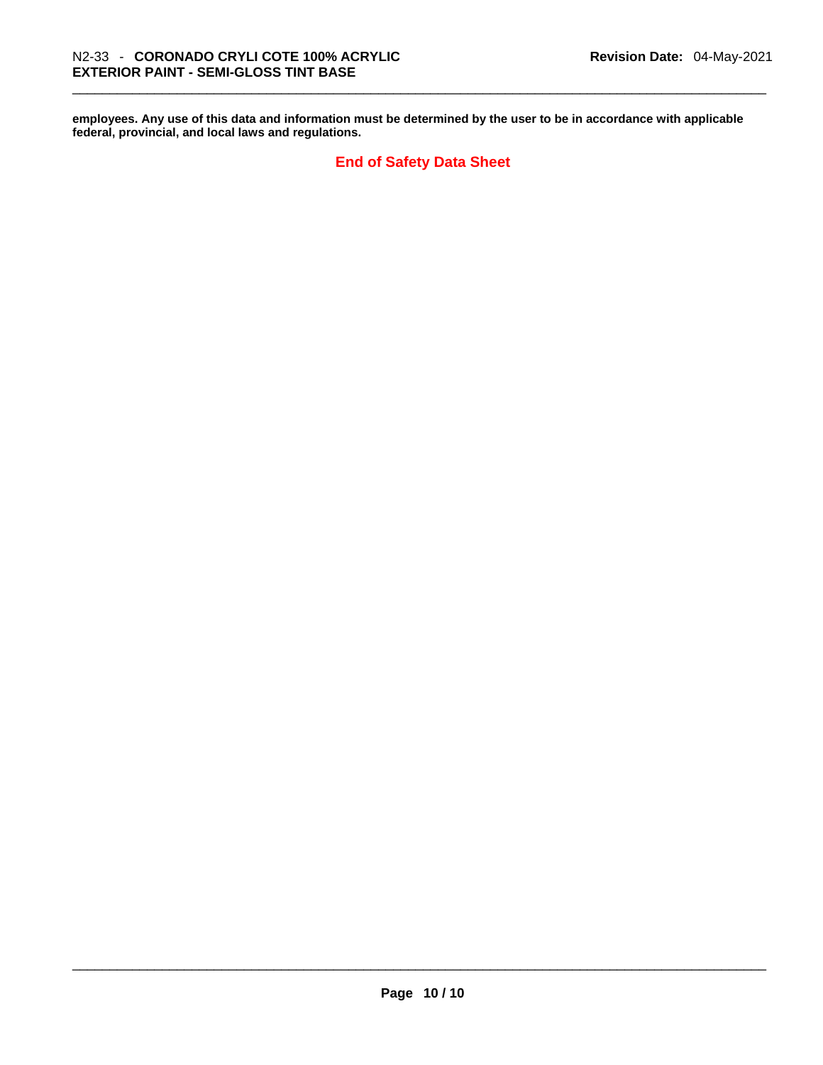**employees. Any use of this data and information must be determined by the user to be in accordance with applicable federal, provincial, and local laws and regulations.**

**End of Safety Data Sheet**